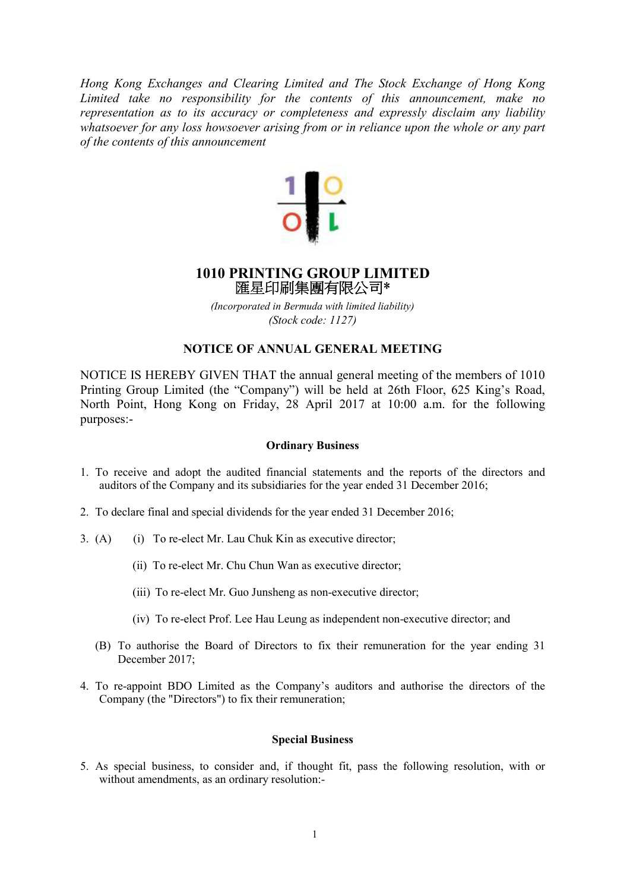*Hong Kong Exchanges and Clearing Limited and The Stock Exchange of Hong Kong Limited take no responsibility for the contents of this announcement, make no representation as to its accuracy or completeness and expressly disclaim any liability whatsoever for any loss howsoever arising from or in reliance upon the whole or any part of the contents of this announcement*

# 1010 PRINTING GROUP LIMITED
# 滙星印刷集團有限公司*

*(Incorporated in Bermuda with limited liability)*
*(Stock code: 1127)*

## NOTICE OF ANNUAL GENERAL MEETING

NOTICE IS HEREBY GIVEN THAT the annual general meeting of the members of 1010 Printing Group Limited (the "Company") will be held at 26th Floor, 625 King's Road, North Point, Hong Kong on Friday, 28 April 2017 at 10:00 a.m. for the following purposes:-

### Ordinary Business

1. To receive and adopt the audited financial statements and the reports of the directors and auditors of the Company and its subsidiaries for the year ended 31 December 2016;

2. To declare final and special dividends for the year ended 31 December 2016;

3. (A) (i) To re-elect Mr. Lau Chuk Kin as executive director;

   (ii) To re-elect Mr. Chu Chun Wan as executive director;

   (iii) To re-elect Mr. Guo Junsheng as non-executive director;

   (iv) To re-elect Prof. Lee Hau Leung as independent non-executive director; and

   (B) To authorise the Board of Directors to fix their remuneration for the year ending 31 December 2017;

4. To re-appoint BDO Limited as the Company's auditors and authorise the directors of the Company (the "Directors") to fix their remuneration;

### Special Business

5. As special business, to consider and, if thought fit, pass the following resolution, with or without amendments, as an ordinary resolution:-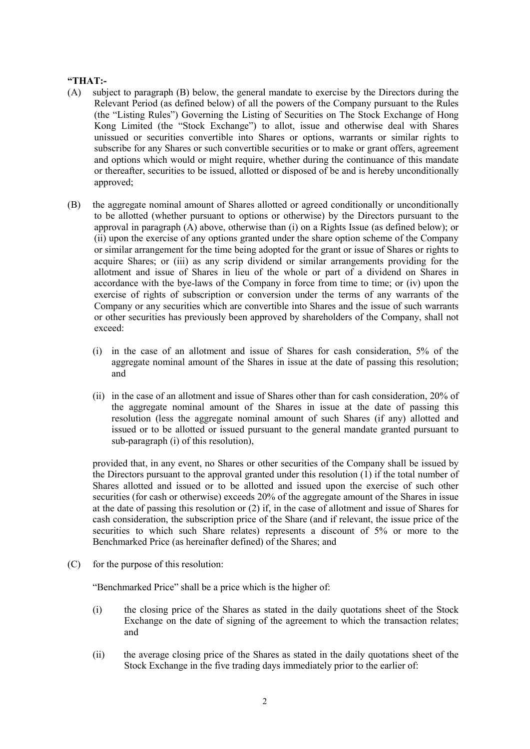**"THAT:-**

(A) subject to paragraph (B) below, the general mandate to exercise by the Directors during the Relevant Period (as defined below) of all the powers of the Company pursuant to the Rules (the "Listing Rules") Governing the Listing of Securities on The Stock Exchange of Hong Kong Limited (the "Stock Exchange") to allot, issue and otherwise deal with Shares unissued or securities convertible into Shares or options, warrants or similar rights to subscribe for any Shares or such convertible securities or to make or grant offers, agreement and options which would or might require, whether during the continuance of this mandate or thereafter, securities to be issued, allotted or disposed of be and is hereby unconditionally approved;

(B) the aggregate nominal amount of Shares allotted or agreed conditionally or unconditionally to be allotted (whether pursuant to options or otherwise) by the Directors pursuant to the approval in paragraph (A) above, otherwise than (i) on a Rights Issue (as defined below); or (ii) upon the exercise of any options granted under the share option scheme of the Company or similar arrangement for the time being adopted for the grant or issue of Shares or rights to acquire Shares; or (iii) as any scrip dividend or similar arrangements providing for the allotment and issue of Shares in lieu of the whole or part of a dividend on Shares in accordance with the bye-laws of the Company in force from time to time; or (iv) upon the exercise of rights of subscription or conversion under the terms of any warrants of the Company or any securities which are convertible into Shares and the issue of such warrants or other securities has previously been approved by shareholders of the Company, shall not exceed:

(i) in the case of an allotment and issue of Shares for cash consideration, 5% of the aggregate nominal amount of the Shares in issue at the date of passing this resolution; and

(ii) in the case of an allotment and issue of Shares other than for cash consideration, 20% of the aggregate nominal amount of the Shares in issue at the date of passing this resolution (less the aggregate nominal amount of such Shares (if any) allotted and issued or to be allotted or issued pursuant to the general mandate granted pursuant to sub-paragraph (i) of this resolution),

provided that, in any event, no Shares or other securities of the Company shall be issued by the Directors pursuant to the approval granted under this resolution (1) if the total number of Shares allotted and issued or to be allotted and issued upon the exercise of such other securities (for cash or otherwise) exceeds 20% of the aggregate amount of the Shares in issue at the date of passing this resolution or (2) if, in the case of allotment and issue of Shares for cash consideration, the subscription price of the Share (and if relevant, the issue price of the securities to which such Share relates) represents a discount of 5% or more to the Benchmarked Price (as hereinafter defined) of the Shares; and

(C) for the purpose of this resolution:

"Benchmarked Price" shall be a price which is the higher of:

(i) the closing price of the Shares as stated in the daily quotations sheet of the Stock Exchange on the date of signing of the agreement to which the transaction relates; and

(ii) the average closing price of the Shares as stated in the daily quotations sheet of the Stock Exchange in the five trading days immediately prior to the earlier of: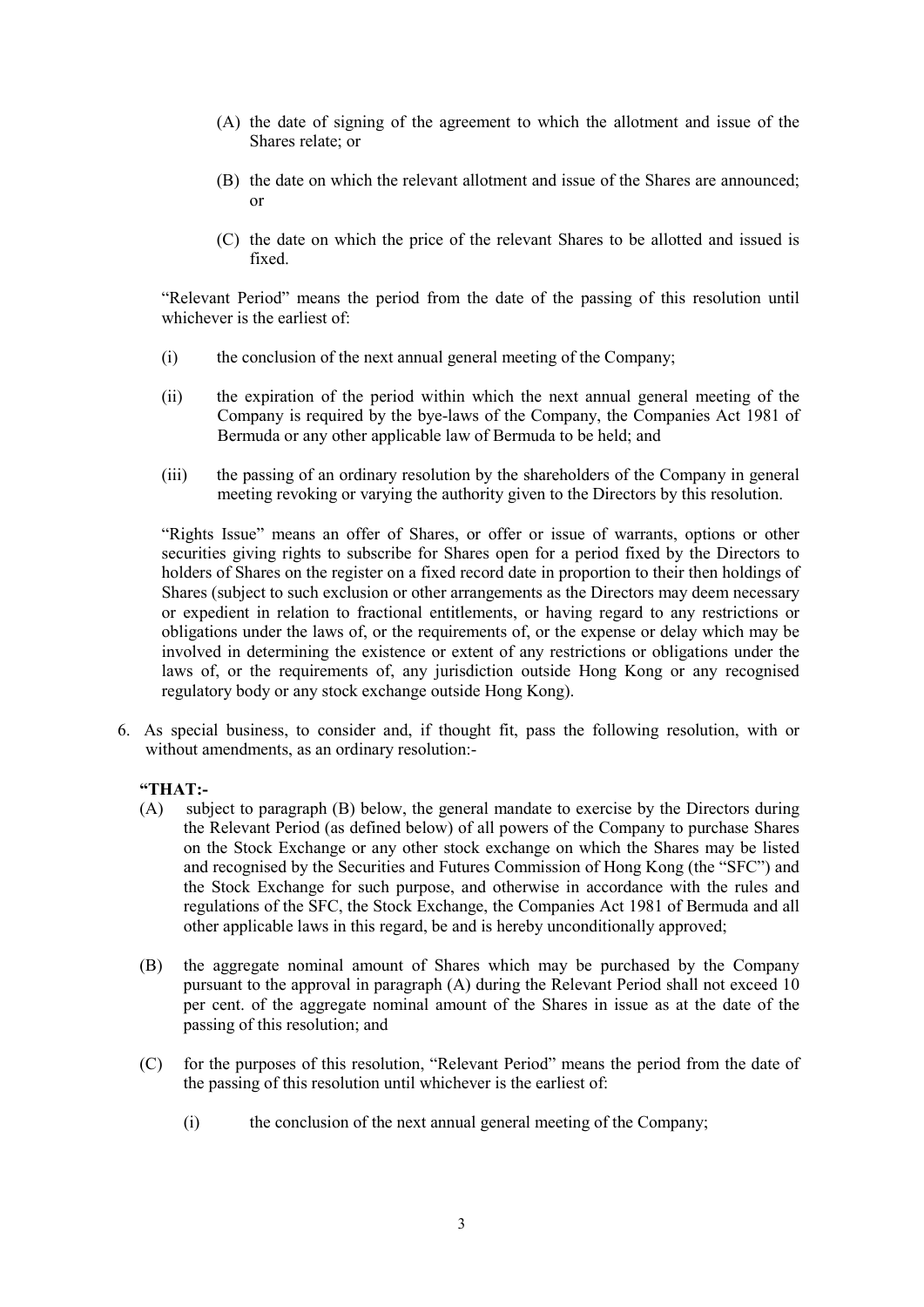(A) the date of signing of the agreement to which the allotment and issue of the Shares relate; or

(B) the date on which the relevant allotment and issue of the Shares are announced; or

(C) the date on which the price of the relevant Shares to be allotted and issued is fixed.

"Relevant Period" means the period from the date of the passing of this resolution until whichever is the earliest of:

(i) the conclusion of the next annual general meeting of the Company;

(ii) the expiration of the period within which the next annual general meeting of the Company is required by the bye-laws of the Company, the Companies Act 1981 of Bermuda or any other applicable law of Bermuda to be held; and

(iii) the passing of an ordinary resolution by the shareholders of the Company in general meeting revoking or varying the authority given to the Directors by this resolution.

"Rights Issue" means an offer of Shares, or offer or issue of warrants, options or other securities giving rights to subscribe for Shares open for a period fixed by the Directors to holders of Shares on the register on a fixed record date in proportion to their then holdings of Shares (subject to such exclusion or other arrangements as the Directors may deem necessary or expedient in relation to fractional entitlements, or having regard to any restrictions or obligations under the laws of, or the requirements of, or the expense or delay which may be involved in determining the existence or extent of any restrictions or obligations under the laws of, or the requirements of, any jurisdiction outside Hong Kong or any recognised regulatory body or any stock exchange outside Hong Kong).

6. As special business, to consider and, if thought fit, pass the following resolution, with or without amendments, as an ordinary resolution:-

**"THAT:-**

(A) subject to paragraph (B) below, the general mandate to exercise by the Directors during the Relevant Period (as defined below) of all powers of the Company to purchase Shares on the Stock Exchange or any other stock exchange on which the Shares may be listed and recognised by the Securities and Futures Commission of Hong Kong (the "SFC") and the Stock Exchange for such purpose, and otherwise in accordance with the rules and regulations of the SFC, the Stock Exchange, the Companies Act 1981 of Bermuda and all other applicable laws in this regard, be and is hereby unconditionally approved;

(B) the aggregate nominal amount of Shares which may be purchased by the Company pursuant to the approval in paragraph (A) during the Relevant Period shall not exceed 10 per cent. of the aggregate nominal amount of the Shares in issue as at the date of the passing of this resolution; and

(C) for the purposes of this resolution, "Relevant Period" means the period from the date of the passing of this resolution until whichever is the earliest of:

(i) the conclusion of the next annual general meeting of the Company;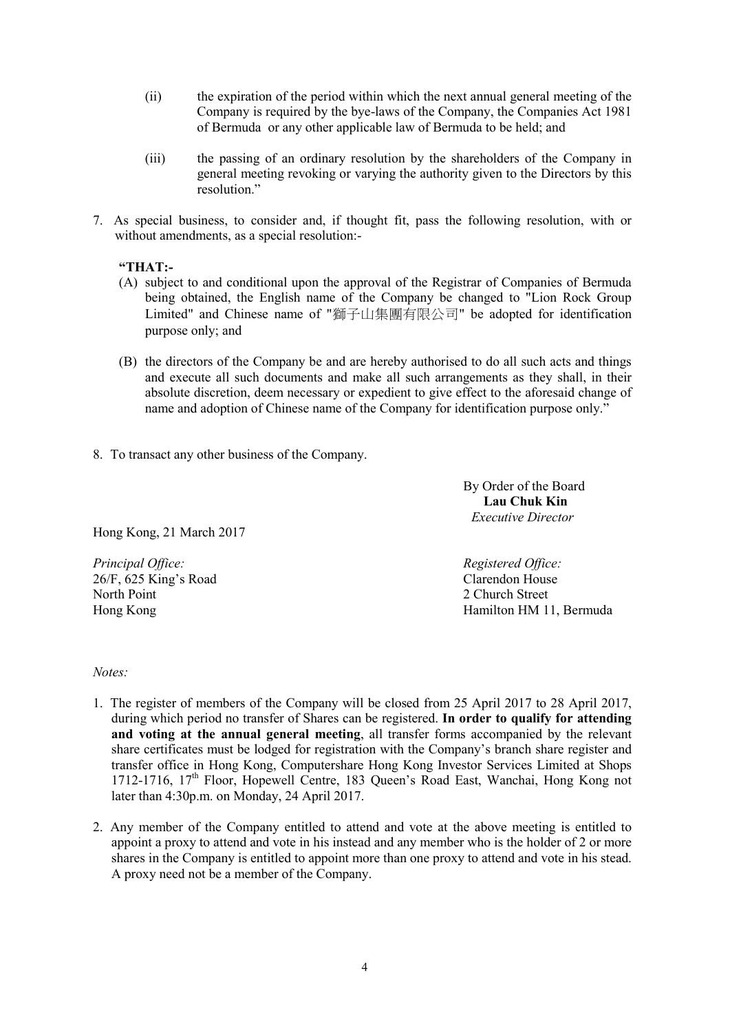(ii) the expiration of the period within which the next annual general meeting of the Company is required by the bye-laws of the Company, the Companies Act 1981 of Bermuda or any other applicable law of Bermuda to be held; and

(iii) the passing of an ordinary resolution by the shareholders of the Company in general meeting revoking or varying the authority given to the Directors by this resolution."

7. As special business, to consider and, if thought fit, pass the following resolution, with or without amendments, as a special resolution:-

**"THAT:-**

(A) subject to and conditional upon the approval of the Registrar of Companies of Bermuda being obtained, the English name of the Company be changed to "Lion Rock Group Limited" and Chinese name of "獅子山集團有限公司" be adopted for identification purpose only; and

(B) the directors of the Company be and are hereby authorised to do all such acts and things and execute all such documents and make all such arrangements as they shall, in their absolute discretion, deem necessary or expedient to give effect to the aforesaid change of name and adoption of Chinese name of the Company for identification purpose only."

8. To transact any other business of the Company.

By Order of the Board
**Lau Chuk Kin**
*Executive Director*

Hong Kong, 21 March 2017

*Principal Office:*
26/F, 625 King's Road
North Point
Hong Kong

*Registered Office:*
Clarendon House
2 Church Street
Hamilton HM 11, Bermuda

*Notes:*

1. The register of members of the Company will be closed from 25 April 2017 to 28 April 2017, during which period no transfer of Shares can be registered. **In order to qualify for attending and voting at the annual general meeting**, all transfer forms accompanied by the relevant share certificates must be lodged for registration with the Company's branch share register and transfer office in Hong Kong, Computershare Hong Kong Investor Services Limited at Shops 1712-1716, 17th Floor, Hopewell Centre, 183 Queen's Road East, Wanchai, Hong Kong not later than 4:30p.m. on Monday, 24 April 2017.

2. Any member of the Company entitled to attend and vote at the above meeting is entitled to appoint a proxy to attend and vote in his instead and any member who is the holder of 2 or more shares in the Company is entitled to appoint more than one proxy to attend and vote in his stead. A proxy need not be a member of the Company.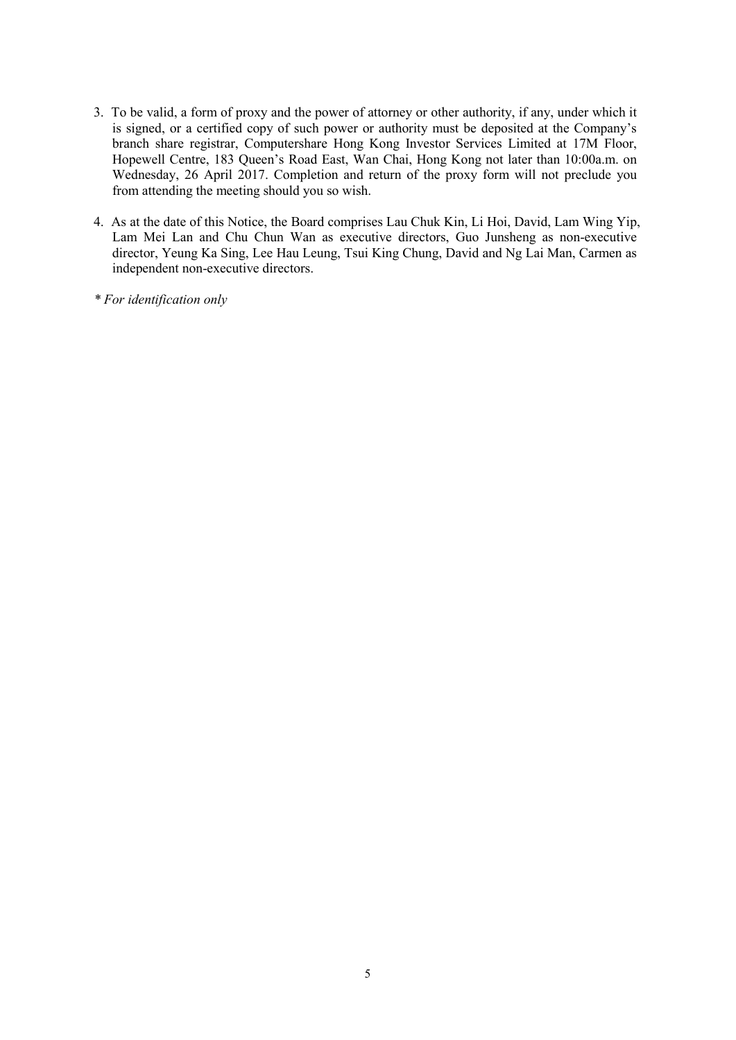3. To be valid, a form of proxy and the power of attorney or other authority, if any, under which it is signed, or a certified copy of such power or authority must be deposited at the Company's branch share registrar, Computershare Hong Kong Investor Services Limited at 17M Floor, Hopewell Centre, 183 Queen's Road East, Wan Chai, Hong Kong not later than 10:00a.m. on Wednesday, 26 April 2017. Completion and return of the proxy form will not preclude you from attending the meeting should you so wish.

4. As at the date of this Notice, the Board comprises Lau Chuk Kin, Li Hoi, David, Lam Wing Yip, Lam Mei Lan and Chu Chun Wan as executive directors, Guo Junsheng as non-executive director, Yeung Ka Sing, Lee Hau Leung, Tsui King Chung, David and Ng Lai Man, Carmen as independent non-executive directors.

*\* For identification only*